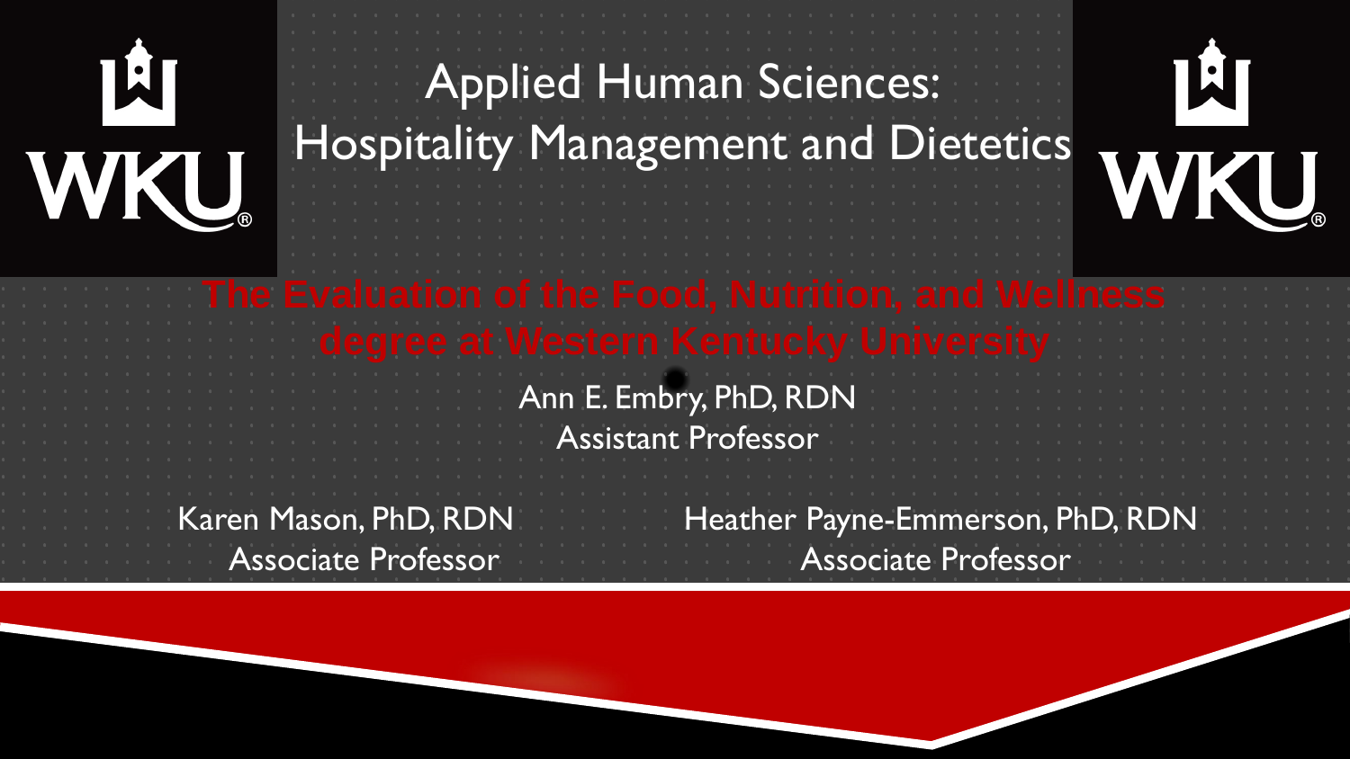# Applied Human Sciences: Hospitality Management and Dietetics

## The Evaluation of the Food, Nutrition, and Wellness degree at Western Kentucky University

Ann E. Embry, PhD, RDN
Assistant Professor

Karen Mason, PhD, RDN
Associate Professor

Heather Payne-Emmerson, PhD, RDN
Associate Professor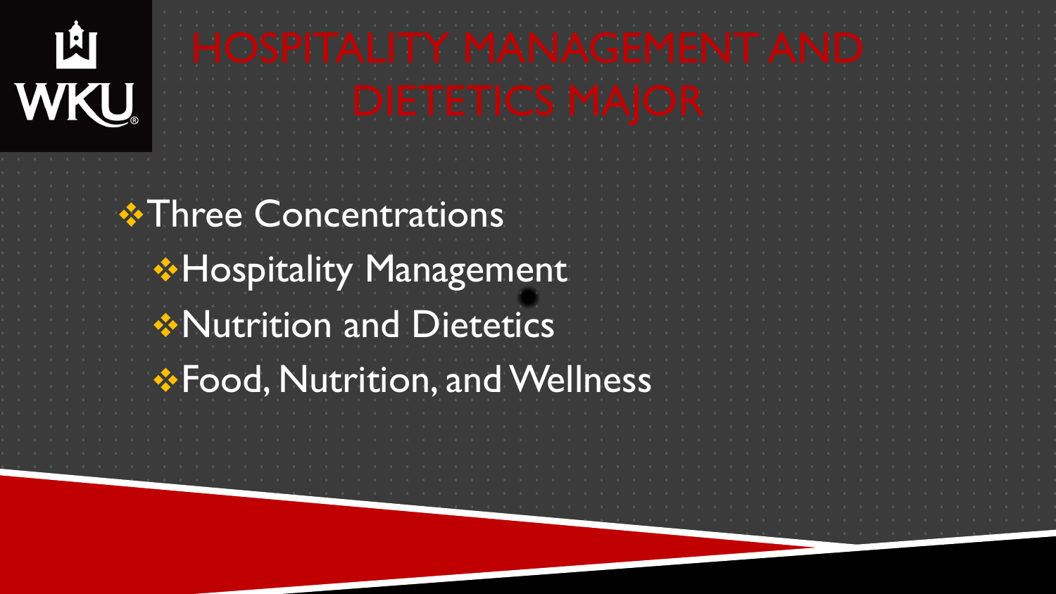# HOSPITALITY MANAGEMENT AND DIETETICS MAJOR

- Three Concentrations
  - Hospitality Management
  - Nutrition and Dietetics
  - Food, Nutrition, and Wellness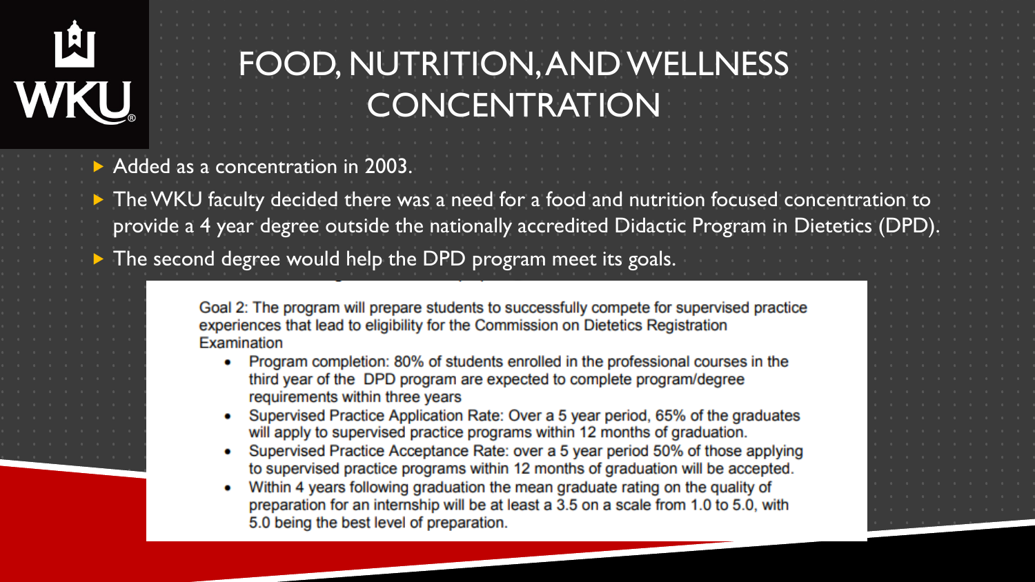# FOOD, NUTRITION, AND WELLNESS CONCENTRATION

- Added as a concentration in 2003.
- The WKU faculty decided there was a need for a food and nutrition focused concentration to provide a 4 year degree outside the nationally accredited Didactic Program in Dietetics (DPD).
- The second degree would help the DPD program meet its goals.

Goal 2: The program will prepare students to successfully compete for supervised practice experiences that lead to eligibility for the Commission on Dietetics Registration Examination

- Program completion: 80% of students enrolled in the professional courses in the third year of the DPD program are expected to complete program/degree requirements within three years
- Supervised Practice Application Rate: Over a 5 year period, 65% of the graduates will apply to supervised practice programs within 12 months of graduation.
- Supervised Practice Acceptance Rate: over a 5 year period 50% of those applying to supervised practice programs within 12 months of graduation will be accepted.
- Within 4 years following graduation the mean graduate rating on the quality of preparation for an internship will be at least a 3.5 on a scale from 1.0 to 5.0, with 5.0 being the best level of preparation.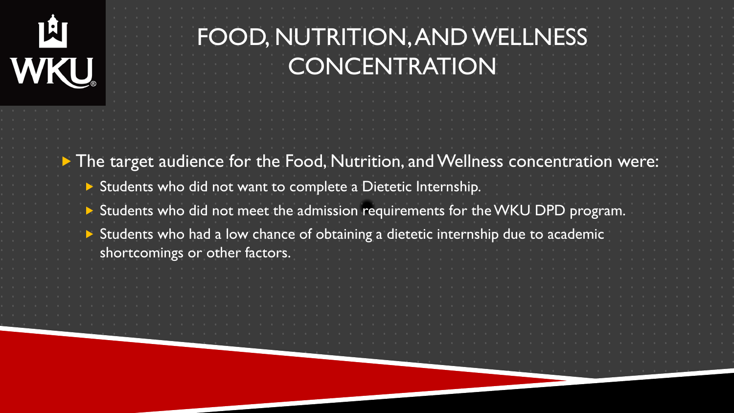# FOOD, NUTRITION, AND WELLNESS CONCENTRATION

- The target audience for the Food, Nutrition, and Wellness concentration were:
  - Students who did not want to complete a Dietetic Internship.
  - Students who did not meet the admission requirements for the WKU DPD program.
  - Students who had a low chance of obtaining a dietetic internship due to academic shortcomings or other factors.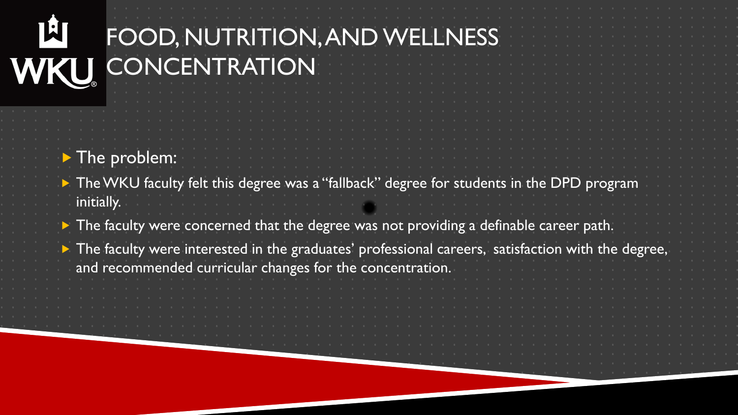# FOOD, NUTRITION, AND WELLNESS CONCENTRATION

- The problem:
- The WKU faculty felt this degree was a "fallback" degree for students in the DPD program initially.
- The faculty were concerned that the degree was not providing a definable career path.
- The faculty were interested in the graduates' professional careers, satisfaction with the degree, and recommended curricular changes for the concentration.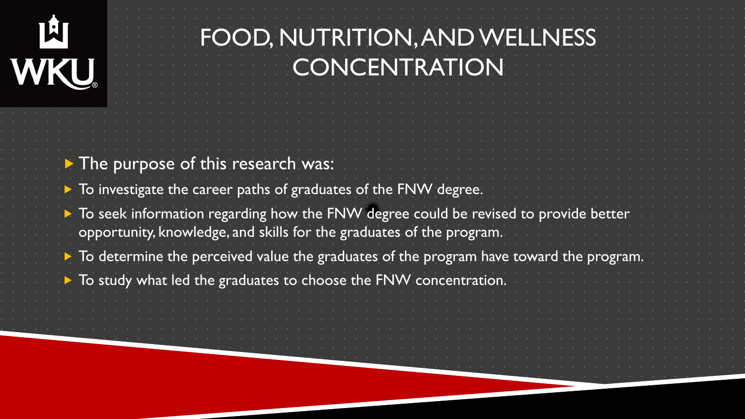# FOOD, NUTRITION, AND WELLNESS CONCENTRATION

- The purpose of this research was:
- To investigate the career paths of graduates of the FNW degree.
- To seek information regarding how the FNW degree could be revised to provide better opportunity, knowledge, and skills for the graduates of the program.
- To determine the perceived value the graduates of the program have toward the program.
- To study what led the graduates to choose the FNW concentration.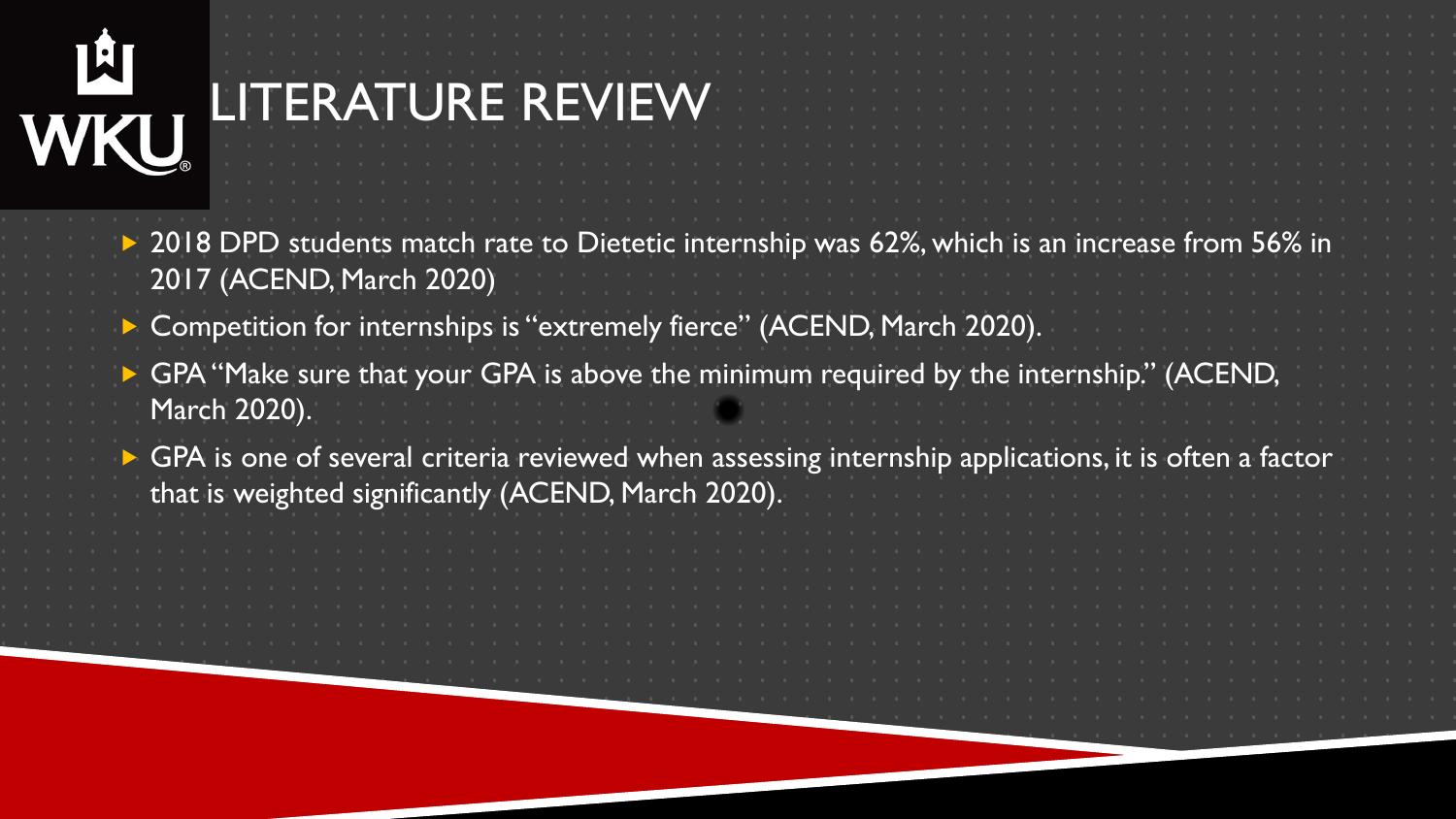# LITERATURE REVIEW

- 2018 DPD students match rate to Dietetic internship was 62%, which is an increase from 56% in 2017 (ACEND, March 2020)
- Competition for internships is "extremely fierce" (ACEND, March 2020).
- GPA "Make sure that your GPA is above the minimum required by the internship." (ACEND, March 2020).
- GPA is one of several criteria reviewed when assessing internship applications, it is often a factor that is weighted significantly (ACEND, March 2020).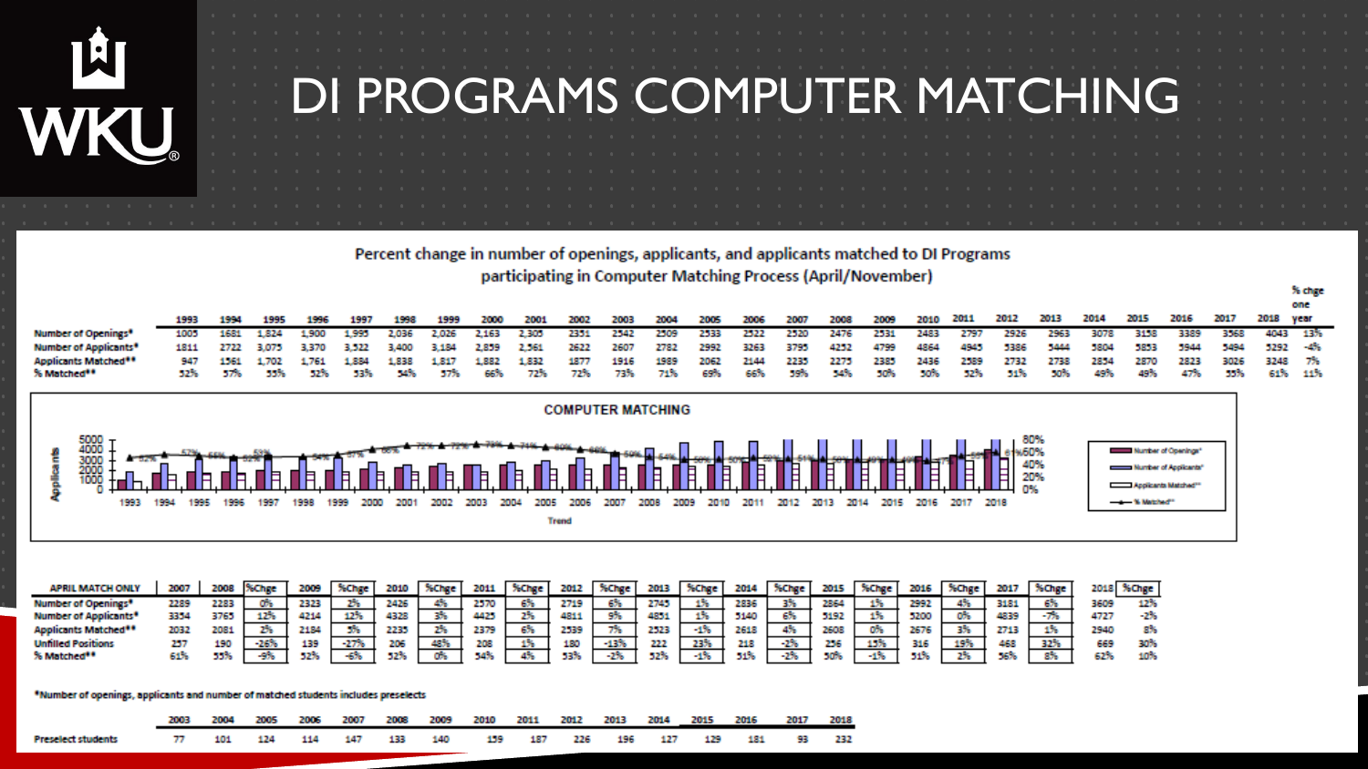# DI PROGRAMS COMPUTER MATCHING

Percent change in number of openings, applicants, and applicants matched to DI Programs participating in Computer Matching Process (April/November)

| | 1993 | 1994 | 1995 | 1996 | 1997 | 1998 | 1999 | 2000 | 2001 | 2002 | 2003 | 2004 | 2005 | 2006 | 2007 | 2008 | 2009 | 2010 | 2011 | 2012 | 2013 | 2014 | 2015 | 2016 | 2017 | 2018 | % chge one year |
|---|---|---|---|---|---|---|---|---|---|---|---|---|---|---|---|---|---|---|---|---|---|---|---|---|---|---|---|
| Number of Openings* | 1005 | 1681 | 1,824 | 1,900 | 1,995 | 2,036 | 2,026 | 2,163 | 2,305 | 2351 | 2542 | 2509 | 2533 | 2522 | 2520 | 2476 | 2531 | 2483 | 2797 | 2926 | 2963 | 3078 | 3158 | 3389 | 3568 | 4043 | 13% |
| Number of Applicants* | 1811 | 2722 | 3,075 | 3,370 | 3,522 | 3,400 | 3,184 | 2,859 | 2,561 | 2622 | 2607 | 2782 | 2992 | 3263 | 3795 | 4252 | 4799 | 4864 | 4945 | 5386 | 5444 | 5804 | 5853 | 5944 | 5494 | 5292 | -4% |
| Applicants Matched** | 947 | 1561 | 1,702 | 1,761 | 1,884 | 1,838 | 1,817 | 1,882 | 1,832 | 1877 | 1916 | 1989 | 2062 | 2144 | 2235 | 2275 | 2385 | 2436 | 2589 | 2732 | 2738 | 2854 | 2870 | 2823 | 3026 | 3248 | 7% |
| % Matched** | 52% | 57% | 55% | 52% | 53% | 54% | 57% | 66% | 72% | 72% | 73% | 71% | 69% | 66% | 59% | 54% | 50% | 50% | 52% | 51% | 50% | 49% | 49% | 47% | 55% | 61% | 11% |

## COMPUTER MATCHING

| APRIL MATCH ONLY | 2007 | 2008 | %Chge | 2009 | %Chge | 2010 | %Chge | 2011 | %Chge | 2012 | %Chge | 2013 | %Chge | 2014 | %Chge | 2015 | %Chge | 2016 | %Chge | 2017 | %Chge | 2018 | %Chge |
|---|---|---|---|---|---|---|---|---|---|---|---|---|---|---|---|---|---|---|---|---|---|---|---|
| Number of Openings* | 2289 | 2283 | 0% | 2323 | 2% | 2426 | 4% | 2570 | 6% | 2719 | 6% | 2745 | 1% | 2836 | 3% | 2864 | 1% | 2992 | 4% | 3181 | 6% | 3609 | 12% |
| Number of Applicants* | 3354 | 3765 | 12% | 4214 | 12% | 4328 | 3% | 4425 | 2% | 4811 | 9% | 4851 | 1% | 5140 | 6% | 5192 | 1% | 5200 | 0% | 4839 | -7% | 4727 | -2% |
| Applicants Matched** | 2032 | 2081 | 2% | 2184 | 5% | 2235 | 2% | 2379 | 6% | 2539 | 7% | 2523 | -1% | 2618 | 4% | 2608 | 0% | 2676 | 3% | 2713 | 1% | 2940 | 8% |
| Unfilled Positions | 257 | 190 | -26% | 139 | -27% | 206 | 48% | 208 | 1% | 180 | -13% | 222 | 23% | 218 | -2% | 256 | 15% | 316 | 19% | 468 | 32% | 669 | 30% |
| % Matched** | 61% | 55% | -9% | 52% | -6% | 52% | 0% | 54% | 4% | 53% | -2% | 52% | -1% | 51% | -2% | 50% | -1% | 51% | 2% | 56% | 8% | 62% | 10% |

*Number of openings, applicants and number of matched students includes preselects

| | 2003 | 2004 | 2005 | 2006 | 2007 | 2008 | 2009 | 2010 | 2011 | 2012 | 2013 | 2014 | 2015 | 2016 | 2017 | 2018 |
|---|---|---|---|---|---|---|---|---|---|---|---|---|---|---|---|---|
| Preselect students | 77 | 101 | 124 | 114 | 147 | 133 | 140 | 159 | 187 | 226 | 196 | 127 | 129 | 181 | 93 | 232 |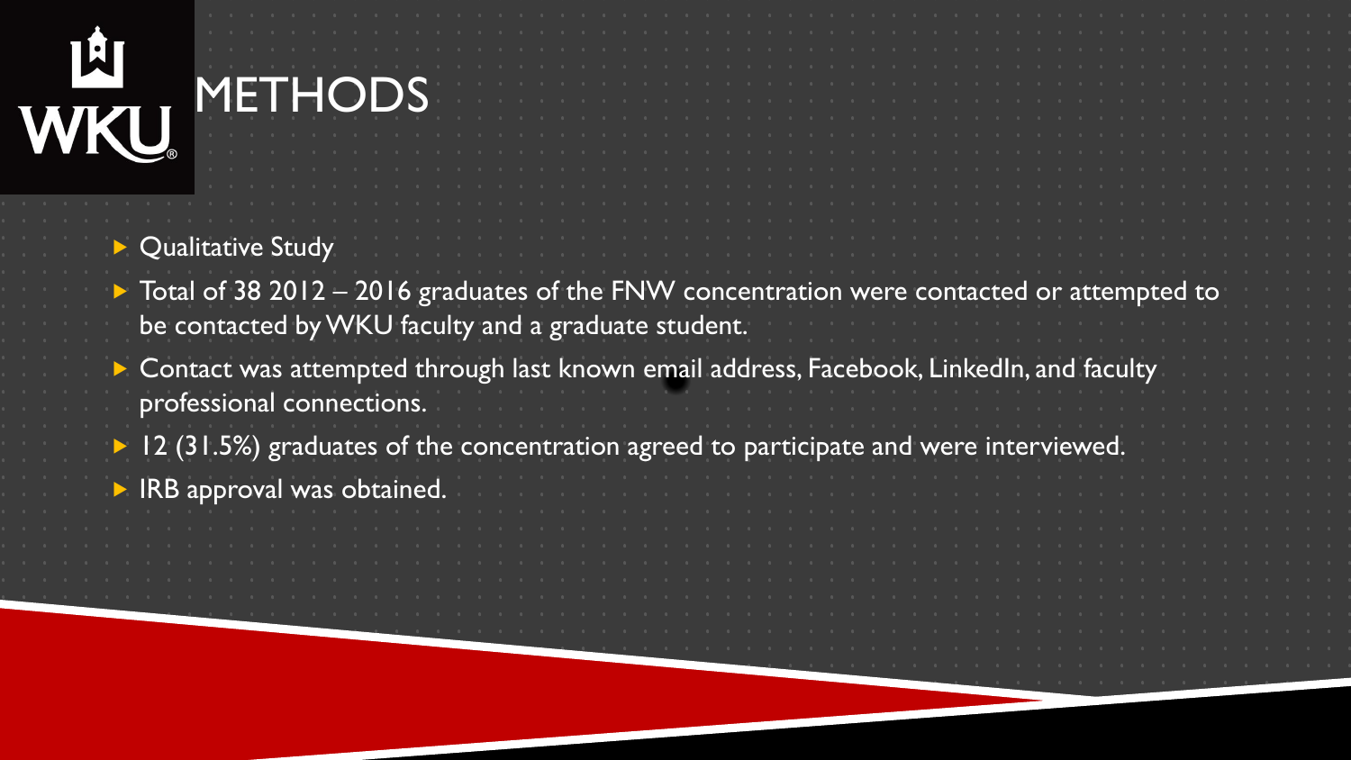# METHODS

- Qualitative Study
- Total of 38 2012 – 2016 graduates of the FNW concentration were contacted or attempted to be contacted by WKU faculty and a graduate student.
- Contact was attempted through last known email address, Facebook, LinkedIn, and faculty professional connections.
- 12 (31.5%) graduates of the concentration agreed to participate and were interviewed.
- IRB approval was obtained.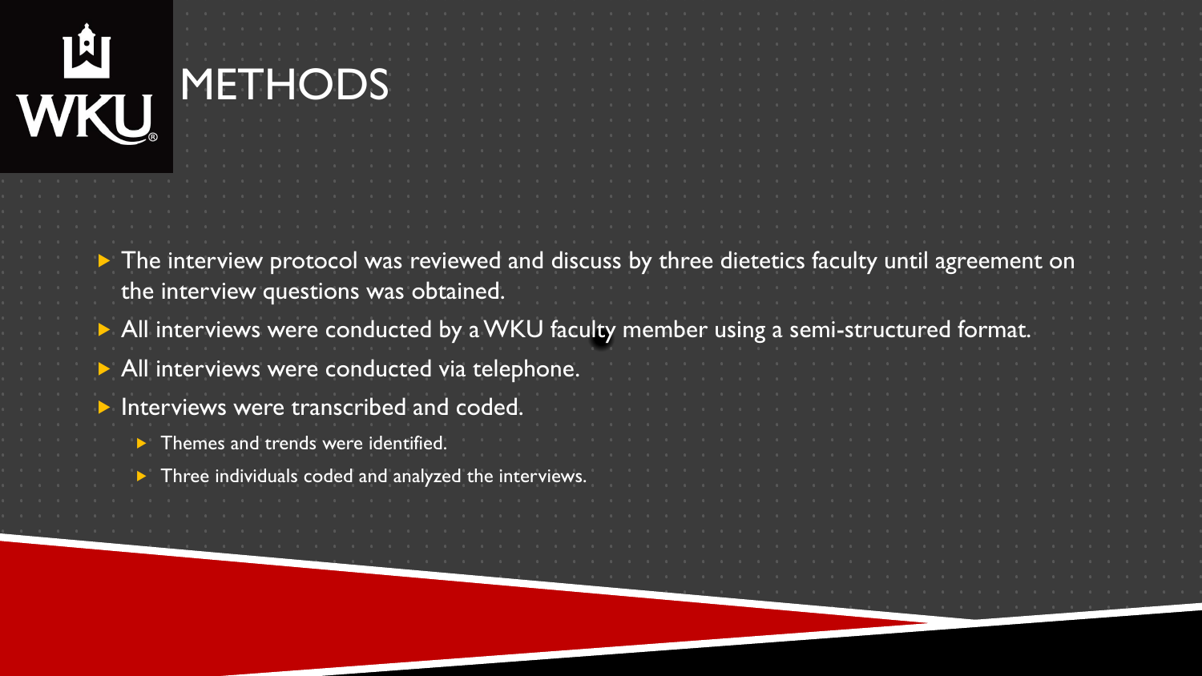# METHODS

- The interview protocol was reviewed and discuss by three dietetics faculty until agreement on the interview questions was obtained.
- All interviews were conducted by a WKU faculty member using a semi-structured format.
- All interviews were conducted via telephone.
- Interviews were transcribed and coded.
  - Themes and trends were identified.
  - Three individuals coded and analyzed the interviews.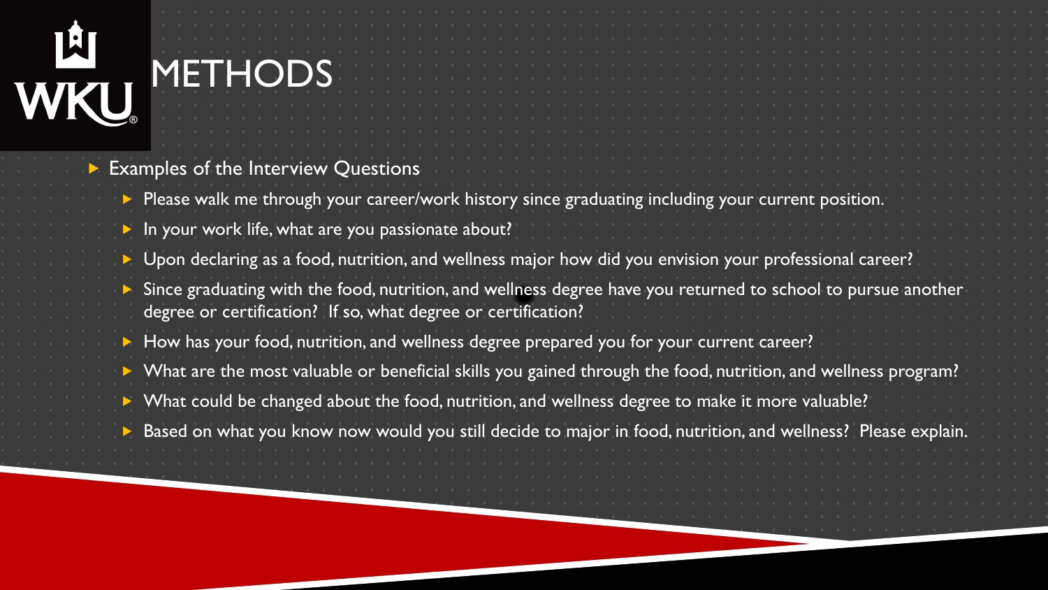# METHODS

- Examples of the Interview Questions
  - Please walk me through your career/work history since graduating including your current position.
  - In your work life, what are you passionate about?
  - Upon declaring as a food, nutrition, and wellness major how did you envision your professional career?
  - Since graduating with the food, nutrition, and wellness degree have you returned to school to pursue another degree or certification? If so, what degree or certification?
  - How has your food, nutrition, and wellness degree prepared you for your current career?
  - What are the most valuable or beneficial skills you gained through the food, nutrition, and wellness program?
  - What could be changed about the food, nutrition, and wellness degree to make it more valuable?
  - Based on what you know now would you still decide to major in food, nutrition, and wellness? Please explain.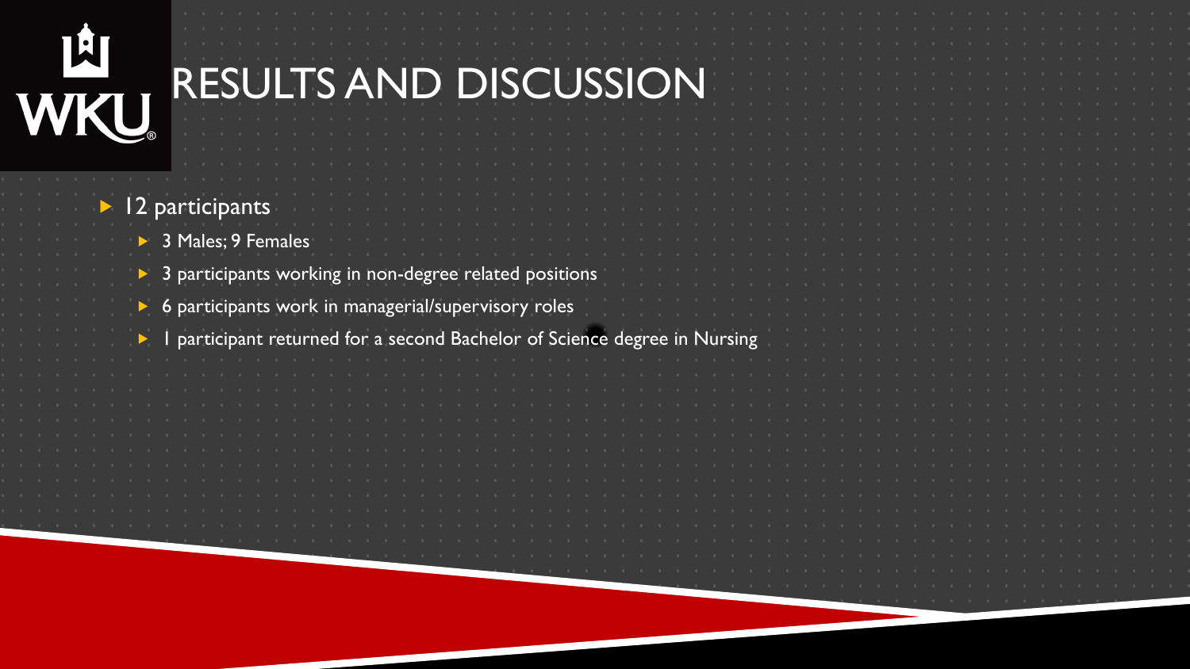# RESULTS AND DISCUSSION

- 12 participants
  - 3 Males; 9 Females
  - 3 participants working in non-degree related positions
  - 6 participants work in managerial/supervisory roles
  - 1 participant returned for a second Bachelor of Science degree in Nursing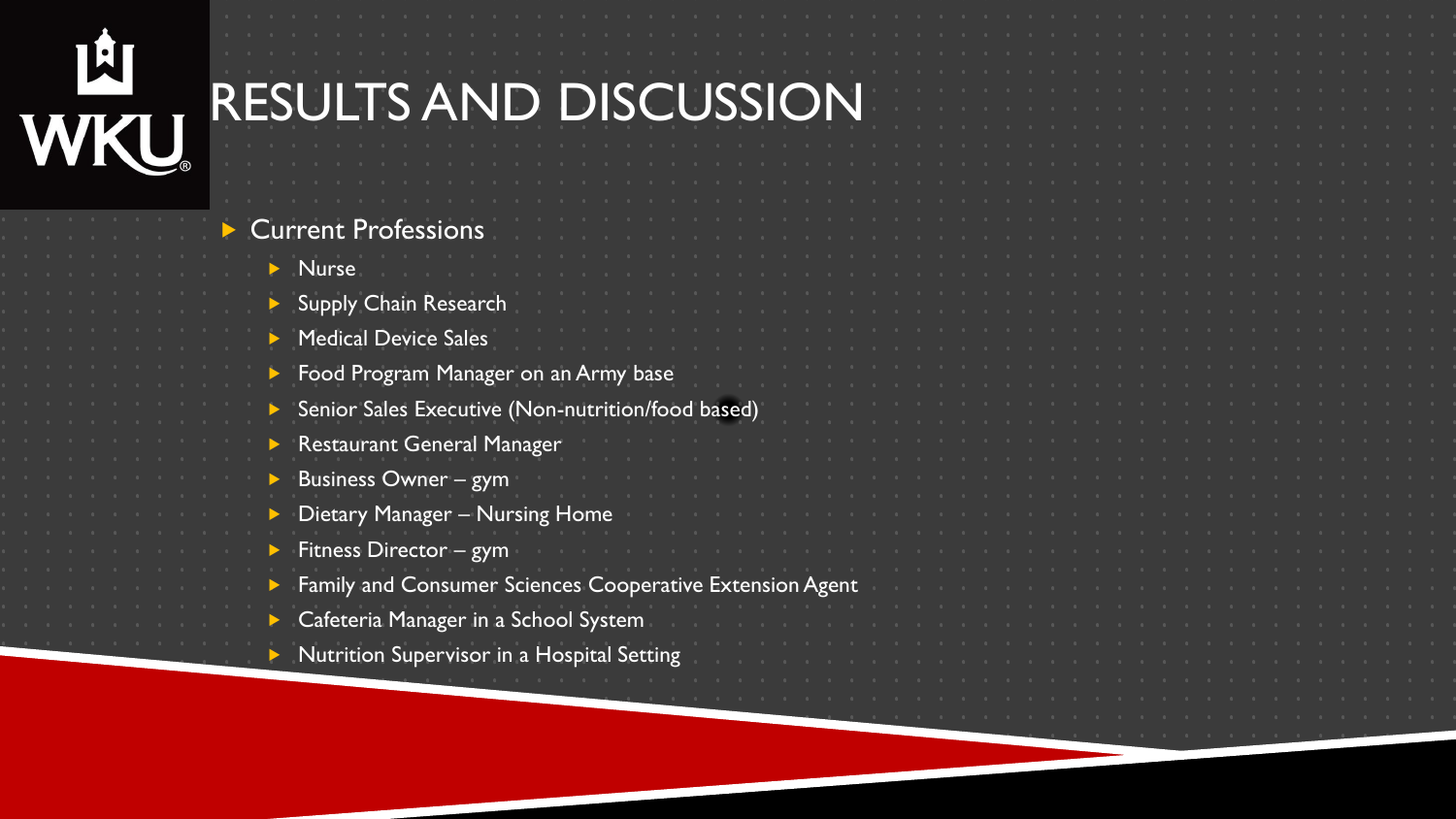# RESULTS AND DISCUSSION

- Current Professions
  - Nurse
  - Supply Chain Research
  - Medical Device Sales
  - Food Program Manager on an Army base
  - Senior Sales Executive (Non-nutrition/food based)
  - Restaurant General Manager
  - Business Owner – gym
  - Dietary Manager – Nursing Home
  - Fitness Director – gym
  - Family and Consumer Sciences Cooperative Extension Agent
  - Cafeteria Manager in a School System
  - Nutrition Supervisor in a Hospital Setting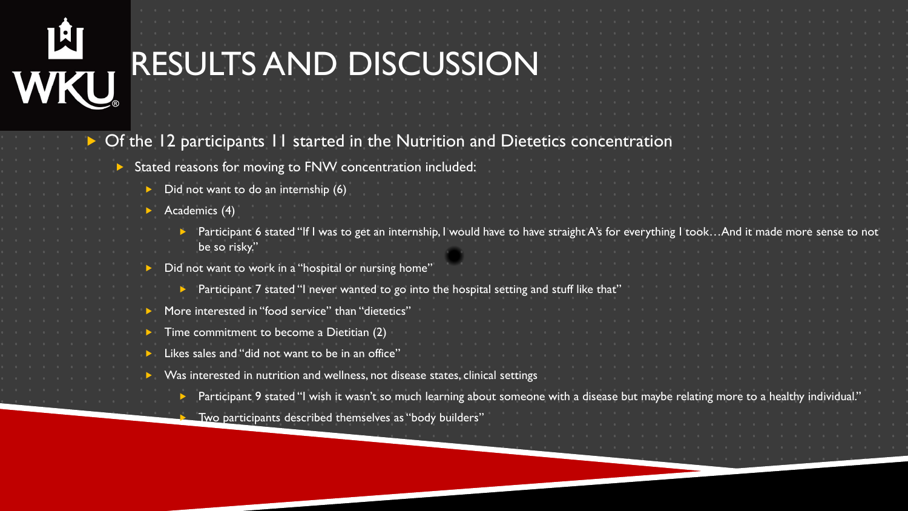# RESULTS AND DISCUSSION

- Of the 12 participants 11 started in the Nutrition and Dietetics concentration
  - Stated reasons for moving to FNW concentration included:
    - Did not want to do an internship (6)
    - Academics (4)
      - Participant 6 stated "If I was to get an internship, I would have to have straight A's for everything I took…And it made more sense to not be so risky."
    - Did not want to work in a "hospital or nursing home"
      - Participant 7 stated "I never wanted to go into the hospital setting and stuff like that"
    - More interested in "food service" than "dietetics"
    - Time commitment to become a Dietitian (2)
    - Likes sales and "did not want to be in an office"
    - Was interested in nutrition and wellness, not disease states, clinical settings
      - Participant 9 stated "I wish it wasn't so much learning about someone with a disease but maybe relating more to a healthy individual."
      - Two participants described themselves as "body builders"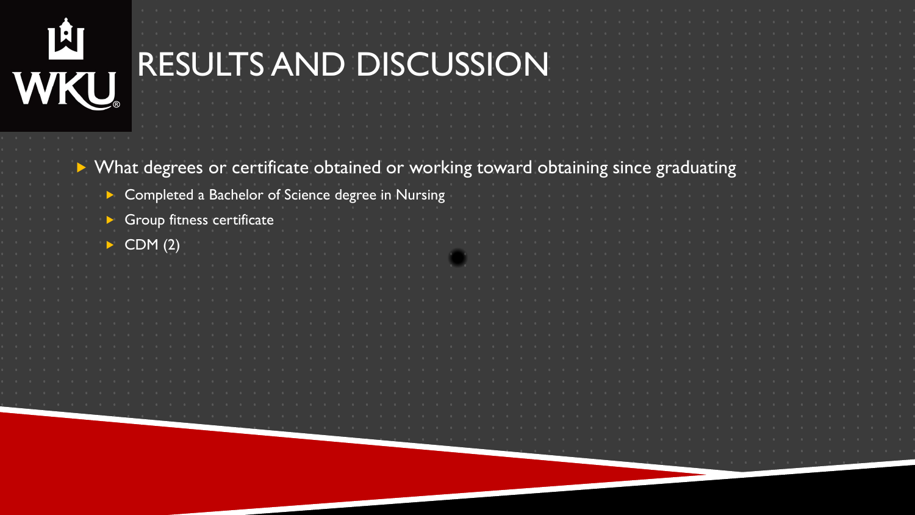# RESULTS AND DISCUSSION

- What degrees or certificate obtained or working toward obtaining since graduating
  - Completed a Bachelor of Science degree in Nursing
  - Group fitness certificate
  - CDM (2)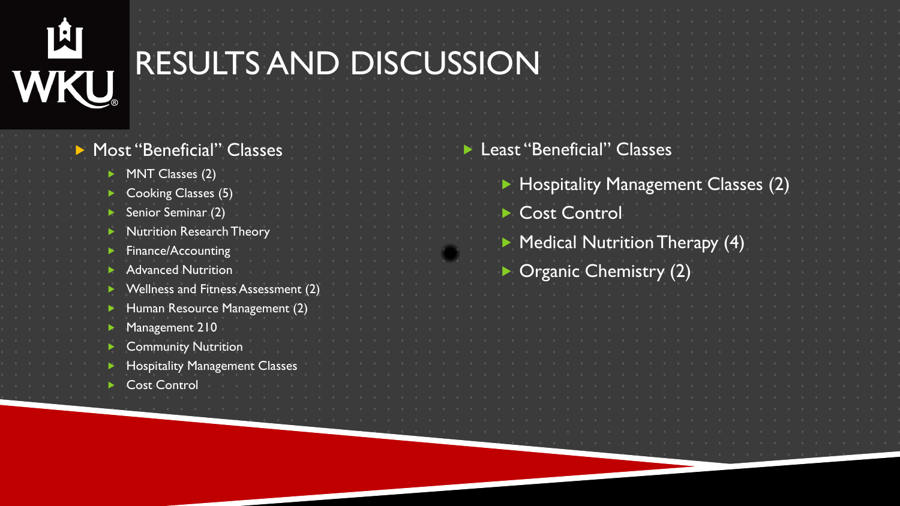# RESULTS AND DISCUSSION

- Most "Beneficial" Classes
  - MNT Classes (2)
  - Cooking Classes (5)
  - Senior Seminar (2)
  - Nutrition Research Theory
  - Finance/Accounting
  - Advanced Nutrition
  - Wellness and Fitness Assessment (2)
  - Human Resource Management (2)
  - Management 210
  - Community Nutrition
  - Hospitality Management Classes
  - Cost Control

- Least "Beneficial" Classes
  - Hospitality Management Classes (2)
  - Cost Control
  - Medical Nutrition Therapy (4)
  - Organic Chemistry (2)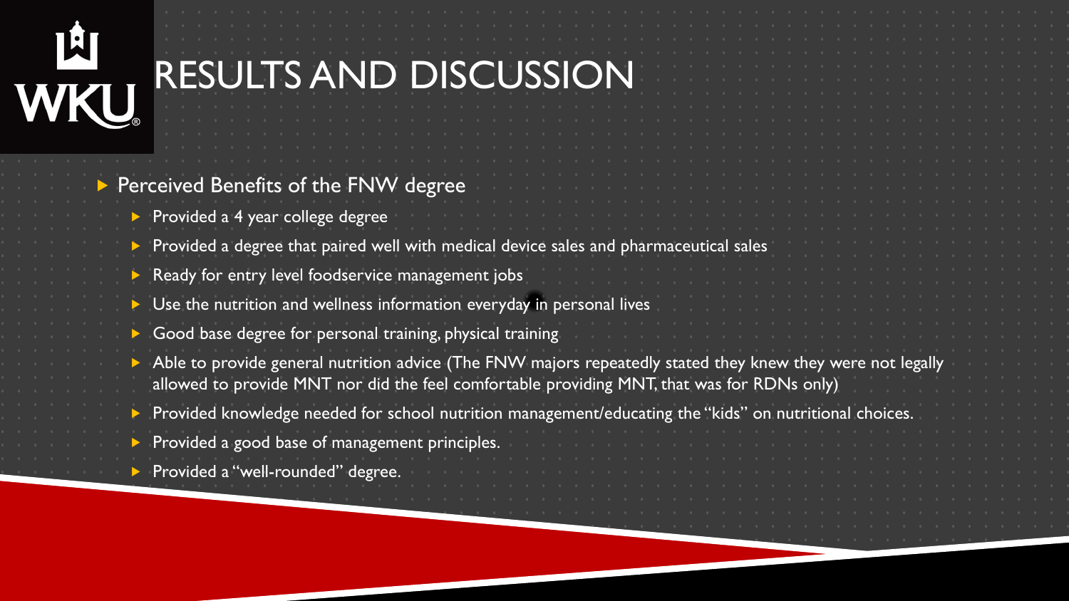# RESULTS AND DISCUSSION

- Perceived Benefits of the FNW degree
  - Provided a 4 year college degree
  - Provided a degree that paired well with medical device sales and pharmaceutical sales
  - Ready for entry level foodservice management jobs
  - Use the nutrition and wellness information everyday in personal lives
  - Good base degree for personal training, physical training
  - Able to provide general nutrition advice (The FNW majors repeatedly stated they knew they were not legally allowed to provide MNT nor did the feel comfortable providing MNT, that was for RDNs only)
  - Provided knowledge needed for school nutrition management/educating the "kids" on nutritional choices.
  - Provided a good base of management principles.
  - Provided a "well-rounded" degree.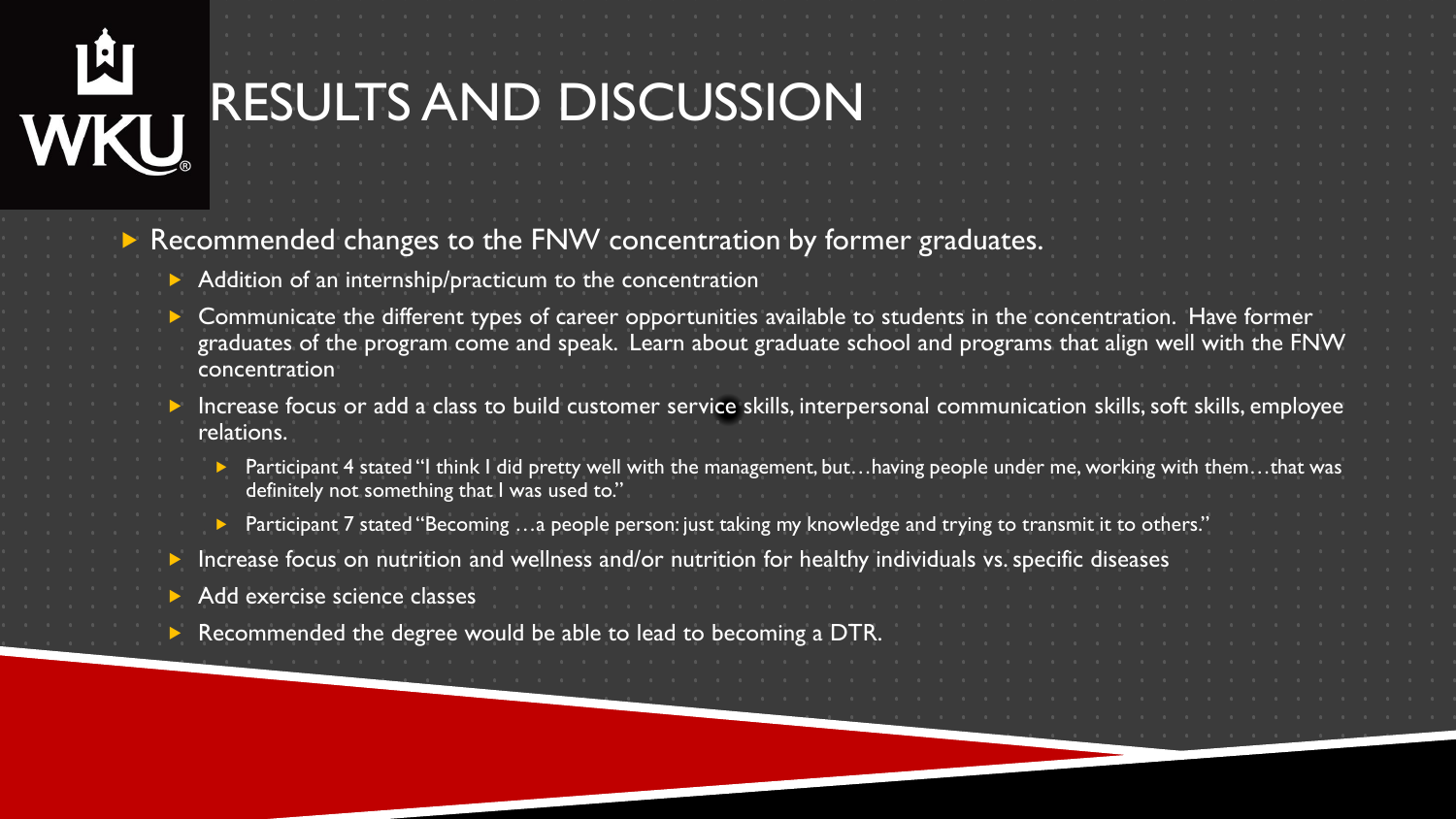# RESULTS AND DISCUSSION

- Recommended changes to the FNW concentration by former graduates.
  - Addition of an internship/practicum to the concentration
  - Communicate the different types of career opportunities available to students in the concentration. Have former graduates of the program come and speak. Learn about graduate school and programs that align well with the FNW concentration
  - Increase focus or add a class to build customer service skills, interpersonal communication skills, soft skills, employee relations.
    - Participant 4 stated "I think I did pretty well with the management, but…having people under me, working with them…that was definitely not something that I was used to."
    - Participant 7 stated "Becoming …a people person: just taking my knowledge and trying to transmit it to others."
  - Increase focus on nutrition and wellness and/or nutrition for healthy individuals vs. specific diseases
  - Add exercise science classes
  - Recommended the degree would be able to lead to becoming a DTR.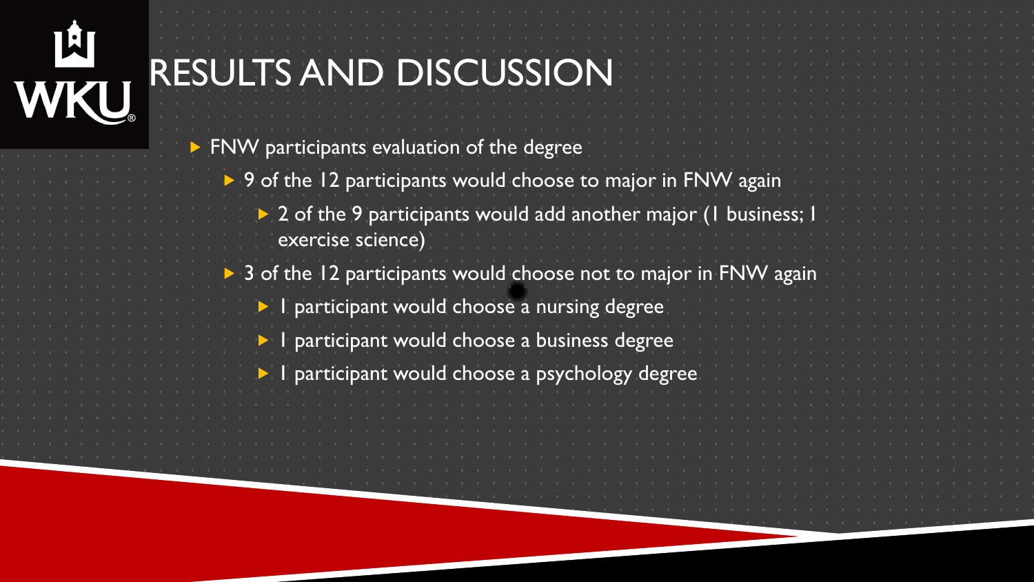# RESULTS AND DISCUSSION

- FNW participants evaluation of the degree
  - 9 of the 12 participants would choose to major in FNW again
    - 2 of the 9 participants would add another major (1 business; 1 exercise science)
  - 3 of the 12 participants would choose not to major in FNW again
    - 1 participant would choose a nursing degree
    - 1 participant would choose a business degree
    - 1 participant would choose a psychology degree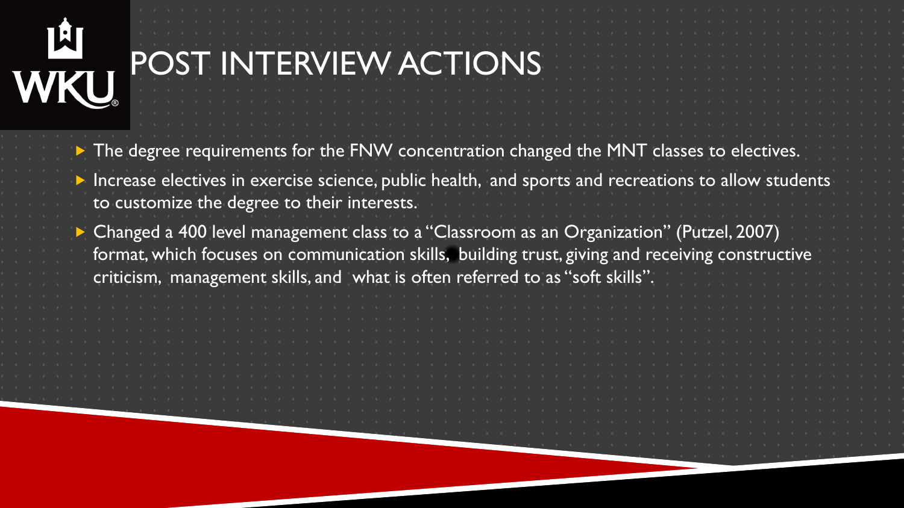# POST INTERVIEW ACTIONS

- The degree requirements for the FNW concentration changed the MNT classes to electives.
- Increase electives in exercise science, public health, and sports and recreations to allow students to customize the degree to their interests.
- Changed a 400 level management class to a "Classroom as an Organization" (Putzel, 2007) format, which focuses on communication skills, building trust, giving and receiving constructive criticism, management skills, and what is often referred to as "soft skills".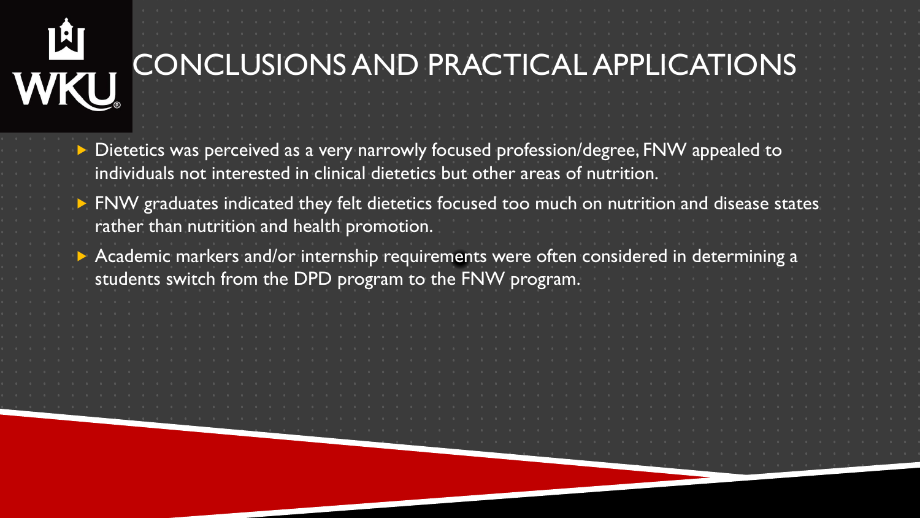# CONCLUSIONS AND PRACTICAL APPLICATIONS

- Dietetics was perceived as a very narrowly focused profession/degree, FNW appealed to individuals not interested in clinical dietetics but other areas of nutrition.
- FNW graduates indicated they felt dietetics focused too much on nutrition and disease states rather than nutrition and health promotion.
- Academic markers and/or internship requirements were often considered in determining a students switch from the DPD program to the FNW program.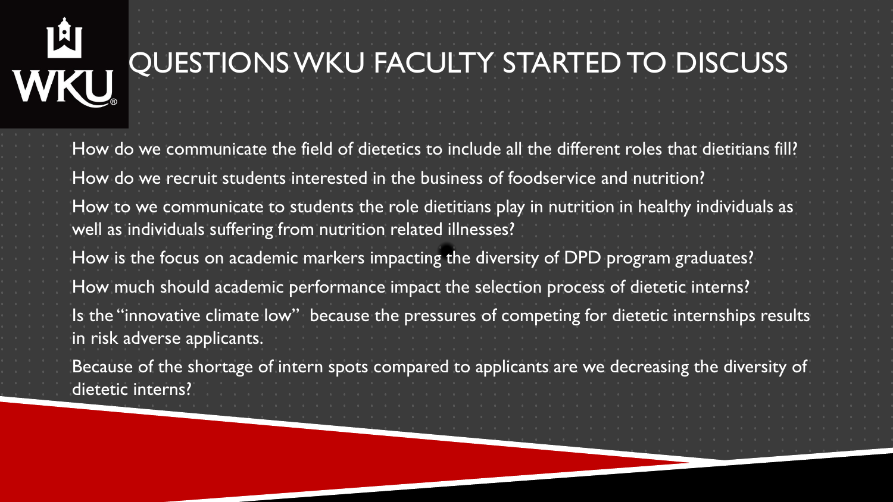# QUESTIONS WKU FACULTY STARTED TO DISCUSS

- How do we communicate the field of dietetics to include all the different roles that dietitians fill?
- How do we recruit students interested in the business of foodservice and nutrition?
- How to we communicate to students the role dietitians play in nutrition in healthy individuals as well as individuals suffering from nutrition related illnesses?
- How is the focus on academic markers impacting the diversity of DPD program graduates?
- How much should academic performance impact the selection process of dietetic interns?
- Is the "innovative climate low" because the pressures of competing for dietetic internships results in risk adverse applicants.
- Because of the shortage of intern spots compared to applicants are we decreasing the diversity of dietetic interns?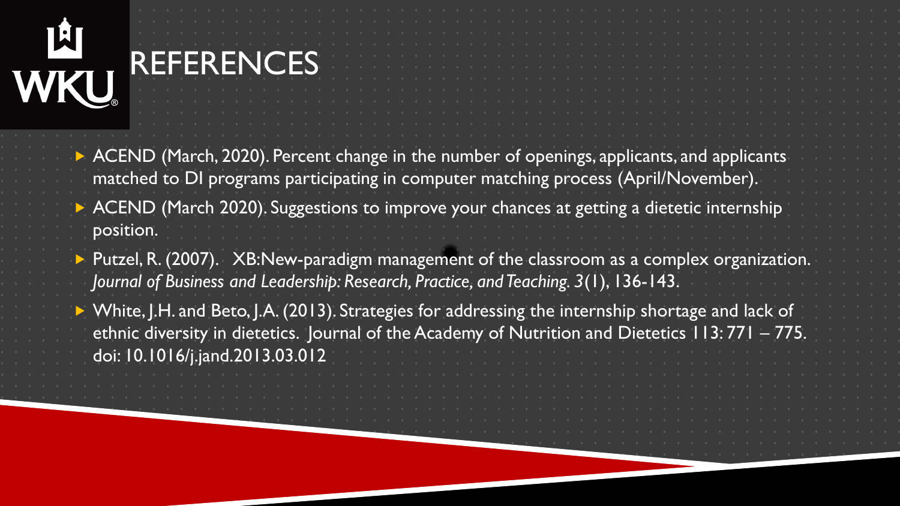# REFERENCES

- ACEND (March, 2020). Percent change in the number of openings, applicants, and applicants matched to DI programs participating in computer matching process (April/November).
- ACEND (March 2020). Suggestions to improve your chances at getting a dietetic internship position.
- Putzel, R. (2007). XB:New-paradigm management of the classroom as a complex organization. *Journal of Business and Leadership: Research, Practice, and Teaching. 3*(1), 136-143.
- White, J.H. and Beto, J.A. (2013). Strategies for addressing the internship shortage and lack of ethnic diversity in dietetics. Journal of the Academy of Nutrition and Dietetics 113: 771 – 775. doi: 10.1016/j.jand.2013.03.012